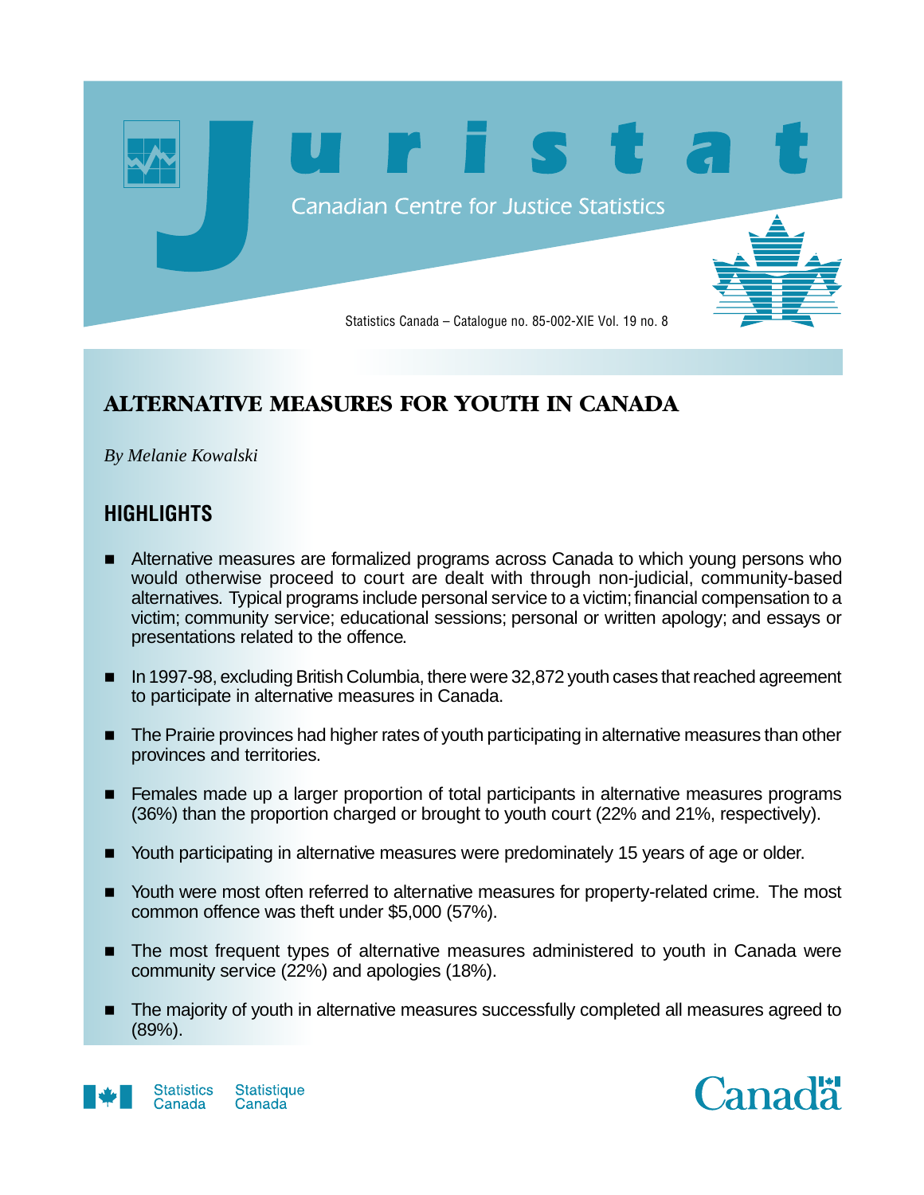# Juristat

Canadian Centre for Justice Statistics

Statistics Canada – Catalogue no. 85-002-XIE Vol. 19 no. 8

## ALTERNATIVE MEASURES FOR YOUTH IN CANADA

*By Melanie Kowalski*

## HIGHLIGHTS

- Alternative measures are formalized programs across Canada to which young persons who would otherwise proceed to court are dealt with through non-judicial, community-based alternatives. Typical programs include personal service to a victim; financial compensation to a victim; community service; educational sessions; personal or written apology; and essays or presentations related to the offence.
- In 1997-98, excluding British Columbia, there were 32,872 youth cases that reached agreement to participate in alternative measures in Canada.
- The Prairie provinces had higher rates of youth participating in alternative measures than other provinces and territories.
- Females made up a larger proportion of total participants in alternative measures programs (36%) than the proportion charged or brought to youth court (22% and 21%, respectively).
- Youth participating in alternative measures were predominately 15 years of age or older.
- Youth were most often referred to alternative measures for property-related crime. The most common offence was theft under $5,000 (57%).
- The most frequent types of alternative measures administered to youth in Canada were community service (22%) and apologies (18%).
- The majority of youth in alternative measures successfully completed all measures agreed to (89%).

Statistics Canada Statistique Canada

Canada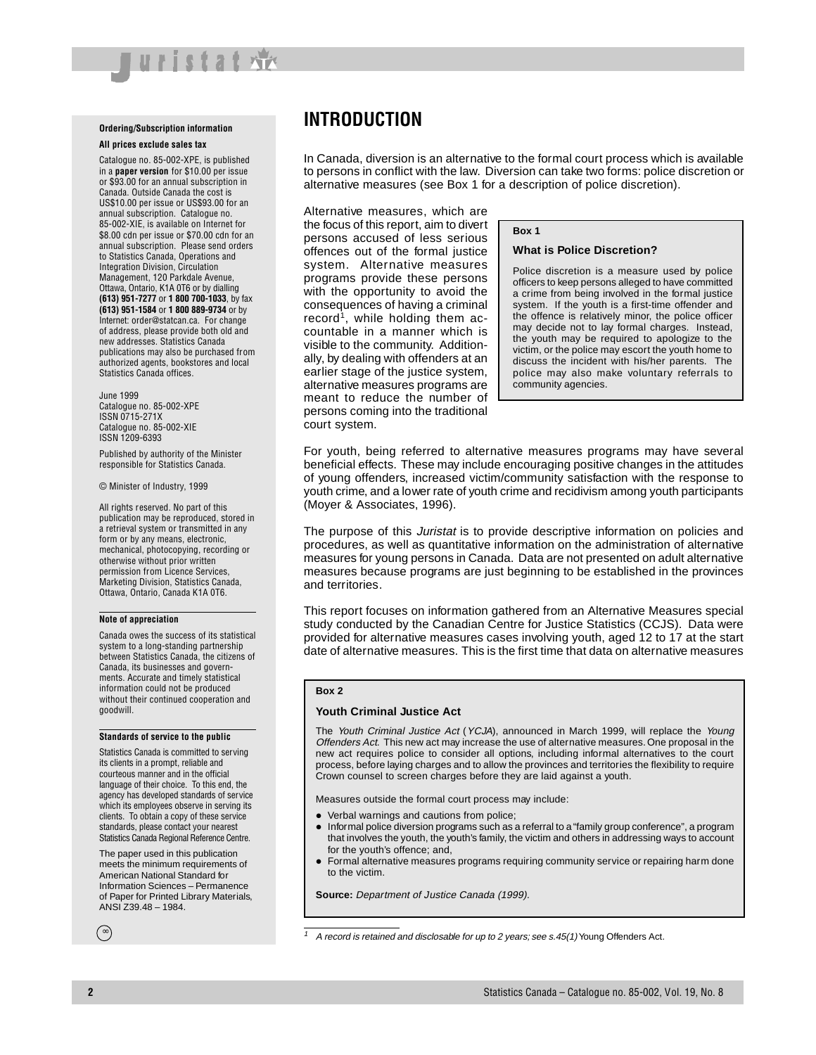**Ordering/Subscription information**

**All prices exclude sales tax**

Catalogue no. 85-002-XPE, is published in a **paper version** for $10.00 per issue or $93.00 for an annual subscription in Canada. Outside Canada the cost is US$10.00 per issue or US$93.00 for an annual subscription. Catalogue no. 85-002-XIE, is available on Internet for $8.00 cdn per issue or $70.00 cdn for an annual subscription. Please send orders to Statistics Canada, Operations and Integration Division, Circulation Management, 120 Parkdale Avenue, Ottawa, Ontario, K1A 0T6 or by dialling **(613) 951-7277** or **1 800 700-1033**, by fax **(613) 951-1584** or **1 800 889-9734** or by Internet: order@statcan.ca. For change of address, please provide both old and new addresses. Statistics Canada publications may also be purchased from authorized agents, bookstores and local Statistics Canada offices.

June 1999
Catalogue no. 85-002-XPE
ISSN 0715-271X
Catalogue no. 85-002-XIE
ISSN 1209-6393

Published by authority of the Minister responsible for Statistics Canada.

© Minister of Industry, 1999

All rights reserved. No part of this publication may be reproduced, stored in a retrieval system or transmitted in any form or by any means, electronic, mechanical, photocopying, recording or otherwise without prior written permission from Licence Services, Marketing Division, Statistics Canada, Ottawa, Ontario, Canada K1A 0T6.

**Note of appreciation**

Canada owes the success of its statistical system to a long-standing partnership between Statistics Canada, the citizens of Canada, its businesses and governments. Accurate and timely statistical information could not be produced without their continued cooperation and goodwill.

**Standards of service to the public**

Statistics Canada is committed to serving its clients in a prompt, reliable and courteous manner and in the official language of their choice. To this end, the agency has developed standards of service which its employees observe in serving its clients. To obtain a copy of these service standards, please contact your nearest Statistics Canada Regional Reference Centre.

The paper used in this publication meets the minimum requirements of American National Standard for Information Sciences – Permanence of Paper for Printed Library Materials, ANSI Z39.48 – 1984.

∞

# INTRODUCTION

In Canada, diversion is an alternative to the formal court process which is available to persons in conflict with the law. Diversion can take two forms: police discretion or alternative measures (see Box 1 for a description of police discretion).

Alternative measures, which are the focus of this report, aim to divert persons accused of less serious offences out of the formal justice system. Alternative measures programs provide these persons with the opportunity to avoid the consequences of having a criminal record[1], while holding them accountable in a manner which is visible to the community. Additionally, by dealing with offenders at an earlier stage of the justice system, alternative measures programs are meant to reduce the number of persons coming into the traditional court system.

> **Box 1**
>
> **What is Police Discretion?**
>
> Police discretion is a measure used by police officers to keep persons alleged to have committed a crime from being involved in the formal justice system. If the youth is a first-time offender and the offence is relatively minor, the police officer may decide not to lay formal charges. Instead, the youth may be required to apologize to the victim, or the police may escort the youth home to discuss the incident with his/her parents. The police may also make voluntary referrals to community agencies.

For youth, being referred to alternative measures programs may have several beneficial effects. These may include encouraging positive changes in the attitudes of young offenders, increased victim/community satisfaction with the response to youth crime, and a lower rate of youth crime and recidivism among youth participants (Moyer & Associates, 1996).

The purpose of this *Juristat* is to provide descriptive information on policies and procedures, as well as quantitative information on the administration of alternative measures for young persons in Canada. Data are not presented on adult alternative measures because programs are just beginning to be established in the provinces and territories.

This report focuses on information gathered from an Alternative Measures special study conducted by the Canadian Centre for Justice Statistics (CCJS). Data were provided for alternative measures cases involving youth, aged 12 to 17 at the start date of alternative measures. This is the first time that data on alternative measures

> **Box 2**
>
> **Youth Criminal Justice Act**
>
> The *Youth Criminal Justice Act* (*YCJA*), announced in March 1999, will replace the *Young Offenders Act*. This new act may increase the use of alternative measures. One proposal in the new act requires police to consider all options, including informal alternatives to the court process, before laying charges and to allow the provinces and territories the flexibility to require Crown counsel to screen charges before they are laid against a youth.
>
> Measures outside the formal court process may include:
>
> - Verbal warnings and cautions from police;
> - Informal police diversion programs such as a referral to a "family group conference", a program that involves the youth, the youth's family, the victim and others in addressing ways to account for the youth's offence; and,
> - Formal alternative measures programs requiring community service or repairing harm done to the victim.
>
> **Source:** *Department of Justice Canada (1999).*

[1] *A record is retained and disclosable for up to 2 years; see s.45(1)* Young Offenders Act.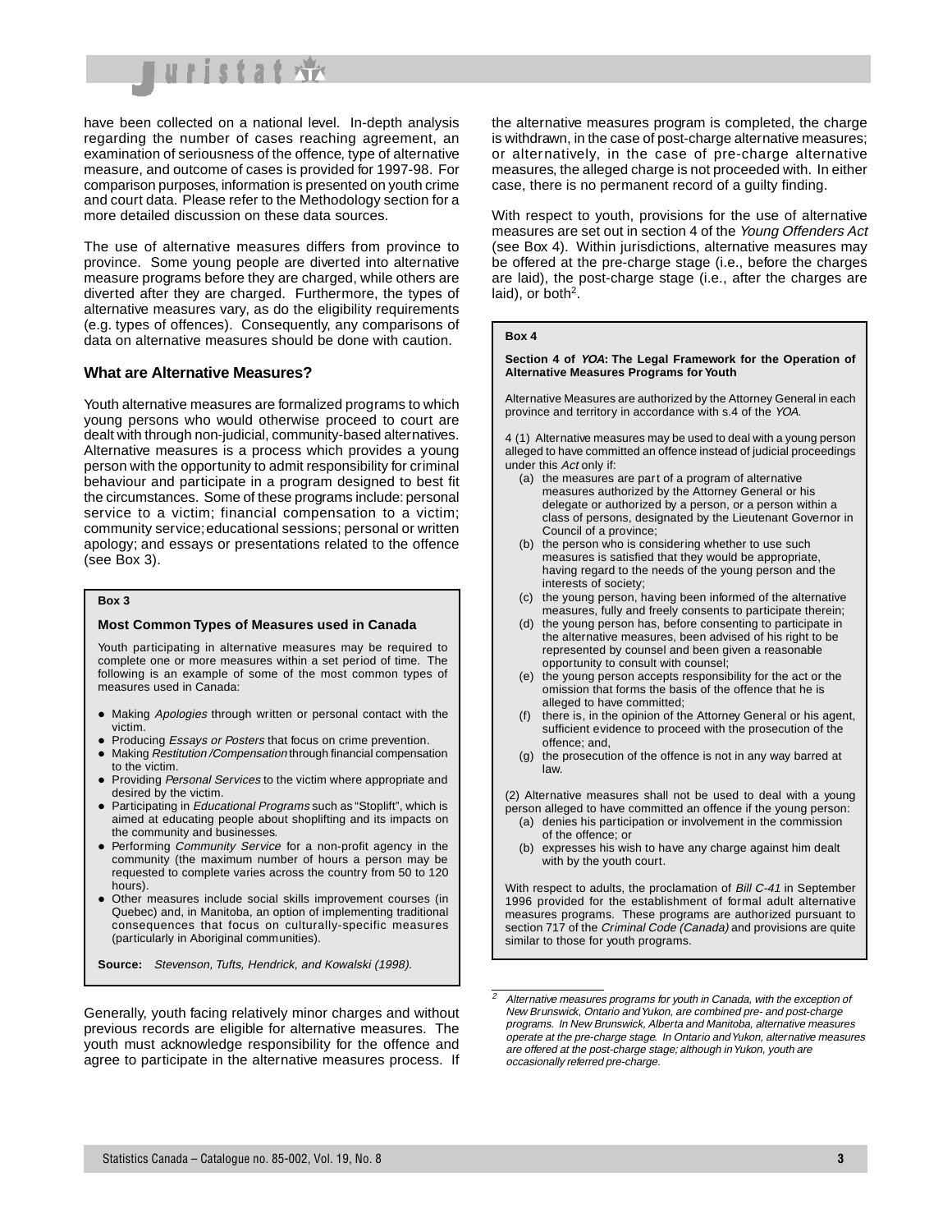have been collected on a national level. In-depth analysis regarding the number of cases reaching agreement, an examination of seriousness of the offence, type of alternative measure, and outcome of cases is provided for 1997-98. For comparison purposes, information is presented on youth crime and court data. Please refer to the Methodology section for a more detailed discussion on these data sources.

The use of alternative measures differs from province to province. Some young people are diverted into alternative measure programs before they are charged, while others are diverted after they are charged. Furthermore, the types of alternative measures vary, as do the eligibility requirements (e.g. types of offences). Consequently, any comparisons of data on alternative measures should be done with caution.

### What are Alternative Measures?

Youth alternative measures are formalized programs to which young persons who would otherwise proceed to court are dealt with through non-judicial, community-based alternatives. Alternative measures is a process which provides a young person with the opportunity to admit responsibility for criminal behaviour and participate in a program designed to best fit the circumstances. Some of these programs include: personal service to a victim; financial compensation to a victim; community service; educational sessions; personal or written apology; and essays or presentations related to the offence (see Box 3).

> **Box 3**
>
> **Most Common Types of Measures used in Canada**
>
> Youth participating in alternative measures may be required to complete one or more measures within a set period of time. The following is an example of some of the most common types of measures used in Canada:
>
> - Making *Apologies* through written or personal contact with the victim.
> - Producing *Essays or Posters* that focus on crime prevention.
> - Making *Restitution /Compensation* through financial compensation to the victim.
> - Providing *Personal Services* to the victim where appropriate and desired by the victim.
> - Participating in *Educational Programs* such as "Stoplift", which is aimed at educating people about shoplifting and its impacts on the community and businesses.
> - Performing *Community Service* for a non-profit agency in the community (the maximum number of hours a person may be requested to complete varies across the country from 50 to 120 hours).
> - Other measures include social skills improvement courses (in Quebec) and, in Manitoba, an option of implementing traditional consequences that focus on culturally-specific measures (particularly in Aboriginal communities).
>
> **Source:** *Stevenson, Tufts, Hendrick, and Kowalski (1998).*

Generally, youth facing relatively minor charges and without previous records are eligible for alternative measures. The youth must acknowledge responsibility for the offence and agree to participate in the alternative measures process. If the alternative measures program is completed, the charge is withdrawn, in the case of post-charge alternative measures; or alternatively, in the case of pre-charge alternative measures, the alleged charge is not proceeded with. In either case, there is no permanent record of a guilty finding.

With respect to youth, provisions for the use of alternative measures are set out in section 4 of the *Young Offenders Act* (see Box 4). Within jurisdictions, alternative measures may be offered at the pre-charge stage (i.e., before the charges are laid), the post-charge stage (i.e., after the charges are laid), or both[2].

> **Box 4**
>
> **Section 4 of *YOA*: The Legal Framework for the Operation of Alternative Measures Programs for Youth**
>
> Alternative Measures are authorized by the Attorney General in each province and territory in accordance with s.4 of the *YOA*.
>
> 4 (1) Alternative measures may be used to deal with a young person alleged to have committed an offence instead of judicial proceedings under this *Act* only if:
>
> (a) the measures are part of a program of alternative measures authorized by the Attorney General or his delegate or authorized by a person, or a person within a class of persons, designated by the Lieutenant Governor in Council of a province;
>
> (b) the person who is considering whether to use such measures is satisfied that they would be appropriate, having regard to the needs of the young person and the interests of society;
>
> (c) the young person, having been informed of the alternative measures, fully and freely consents to participate therein;
>
> (d) the young person has, before consenting to participate in the alternative measures, been advised of his right to be represented by counsel and been given a reasonable opportunity to consult with counsel;
>
> (e) the young person accepts responsibility for the act or the omission that forms the basis of the offence that he is alleged to have committed;
>
> (f) there is, in the opinion of the Attorney General or his agent, sufficient evidence to proceed with the prosecution of the offence; and,
>
> (g) the prosecution of the offence is not in any way barred at law.
>
> (2) Alternative measures shall not be used to deal with a young person alleged to have committed an offence if the young person:
>
> (a) denies his participation or involvement in the commission of the offence; or
>
> (b) expresses his wish to have any charge against him dealt with by the youth court.
>
> With respect to adults, the proclamation of *Bill C-41* in September 1996 provided for the establishment of formal adult alternative measures programs. These programs are authorized pursuant to section 717 of the *Criminal Code (Canada)* and provisions are quite similar to those for youth programs.

---

[2] *Alternative measures programs for youth in Canada, with the exception of New Brunswick, Ontario and Yukon, are combined pre- and post-charge programs. In New Brunswick, Alberta and Manitoba, alternative measures operate at the pre-charge stage. In Ontario and Yukon, alternative measures are offered at the post-charge stage; although in Yukon, youth are occasionally referred pre-charge.*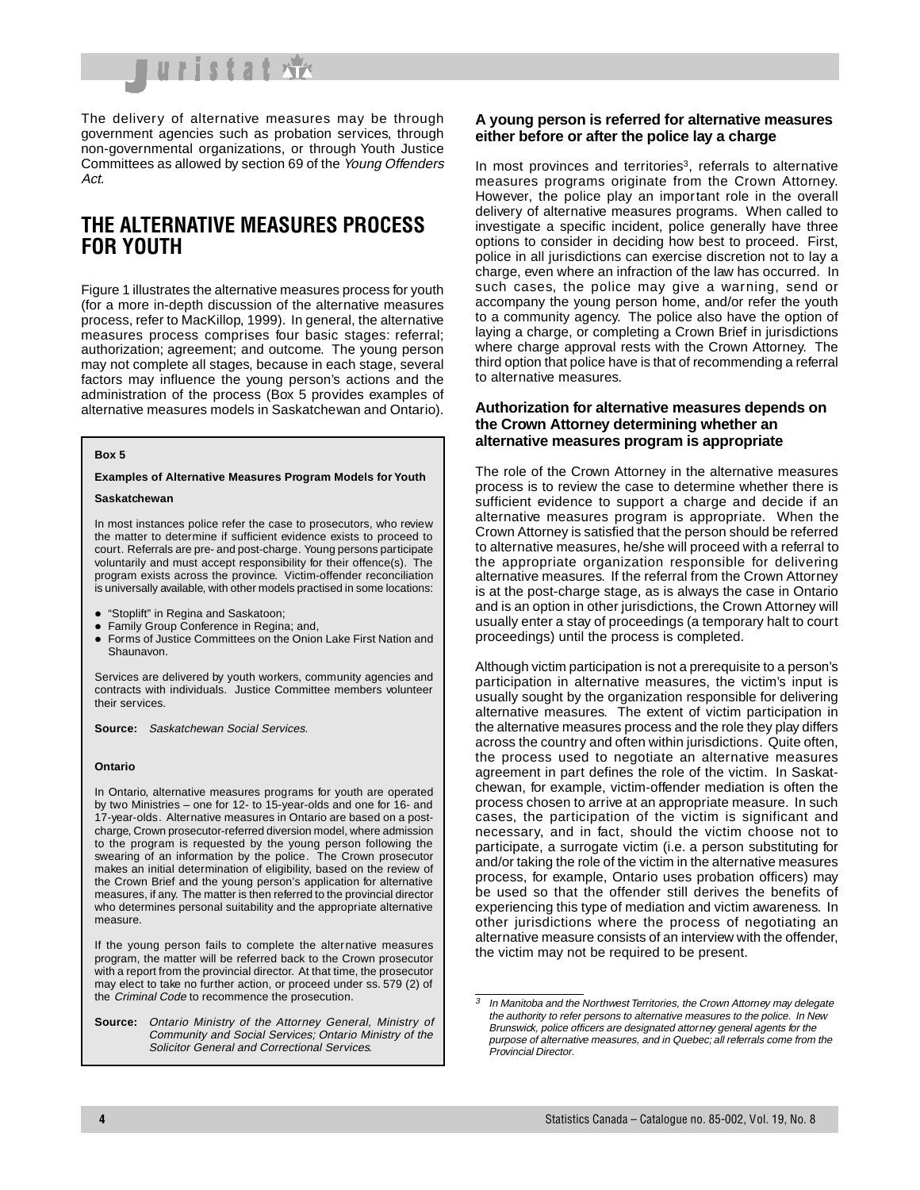The delivery of alternative measures may be through government agencies such as probation services, through non-governmental organizations, or through Youth Justice Committees as allowed by section 69 of the *Young Offenders Act*.

## THE ALTERNATIVE MEASURES PROCESS FOR YOUTH

Figure 1 illustrates the alternative measures process for youth (for a more in-depth discussion of the alternative measures process, refer to MacKillop, 1999). In general, the alternative measures process comprises four basic stages: referral; authorization; agreement; and outcome. The young person may not complete all stages, because in each stage, several factors may influence the young person's actions and the administration of the process (Box 5 provides examples of alternative measures models in Saskatchewan and Ontario).

> **Box 5**
>
> **Examples of Alternative Measures Program Models for Youth**
>
> **Saskatchewan**
>
> In most instances police refer the case to prosecutors, who review the matter to determine if sufficient evidence exists to proceed to court. Referrals are pre- and post-charge. Young persons participate voluntarily and must accept responsibility for their offence(s). The program exists across the province. Victim-offender reconciliation is universally available, with other models practised in some locations:
>
> - "Stoplift" in Regina and Saskatoon;
> - Family Group Conference in Regina; and,
> - Forms of Justice Committees on the Onion Lake First Nation and Shaunavon.
>
> Services are delivered by youth workers, community agencies and contracts with individuals. Justice Committee members volunteer their services.
>
> **Source:** *Saskatchewan Social Services.*
>
> **Ontario**
>
> In Ontario, alternative measures programs for youth are operated by two Ministries – one for 12- to 15-year-olds and one for 16- and 17-year-olds. Alternative measures in Ontario are based on a post-charge, Crown prosecutor-referred diversion model, where admission to the program is requested by the young person following the swearing of an information by the police. The Crown prosecutor makes an initial determination of eligibility, based on the review of the Crown Brief and the young person's application for alternative measures, if any. The matter is then referred to the provincial director who determines personal suitability and the appropriate alternative measure.
>
> If the young person fails to complete the alternative measures program, the matter will be referred back to the Crown prosecutor with a report from the provincial director. At that time, the prosecutor may elect to take no further action, or proceed under ss. 579 (2) of the *Criminal Code* to recommence the prosecution.
>
> **Source:** *Ontario Ministry of the Attorney General, Ministry of Community and Social Services; Ontario Ministry of the Solicitor General and Correctional Services.*

### A young person is referred for alternative measures either before or after the police lay a charge

In most provinces and territories[3], referrals to alternative measures programs originate from the Crown Attorney. However, the police play an important role in the overall delivery of alternative measures programs. When called to investigate a specific incident, police generally have three options to consider in deciding how best to proceed. First, police in all jurisdictions can exercise discretion not to lay a charge, even where an infraction of the law has occurred. In such cases, the police may give a warning, send or accompany the young person home, and/or refer the youth to a community agency. The police also have the option of laying a charge, or completing a Crown Brief in jurisdictions where charge approval rests with the Crown Attorney. The third option that police have is that of recommending a referral to alternative measures.

### Authorization for alternative measures depends on the Crown Attorney determining whether an alternative measures program is appropriate

The role of the Crown Attorney in the alternative measures process is to review the case to determine whether there is sufficient evidence to support a charge and decide if an alternative measures program is appropriate. When the Crown Attorney is satisfied that the person should be referred to alternative measures, he/she will proceed with a referral to the appropriate organization responsible for delivering alternative measures. If the referral from the Crown Attorney is at the post-charge stage, as is always the case in Ontario and is an option in other jurisdictions, the Crown Attorney will usually enter a stay of proceedings (a temporary halt to court proceedings) until the process is completed.

Although victim participation is not a prerequisite to a person's participation in alternative measures, the victim's input is usually sought by the organization responsible for delivering alternative measures. The extent of victim participation in the alternative measures process and the role they play differs across the country and often within jurisdictions. Quite often, the process used to negotiate an alternative measures agreement in part defines the role of the victim. In Saskatchewan, for example, victim-offender mediation is often the process chosen to arrive at an appropriate measure. In such cases, the participation of the victim is significant and necessary, and in fact, should the victim choose not to participate, a surrogate victim (i.e. a person substituting for and/or taking the role of the victim in the alternative measures process, for example, Ontario uses probation officers) may be used so that the offender still derives the benefits of experiencing this type of mediation and victim awareness. In other jurisdictions where the process of negotiating an alternative measure consists of an interview with the offender, the victim may not be required to be present.

---

[3] *In Manitoba and the Northwest Territories, the Crown Attorney may delegate the authority to refer persons to alternative measures to the police. In New Brunswick, police officers are designated attorney general agents for the purpose of alternative measures, and in Quebec; all referrals come from the Provincial Director.*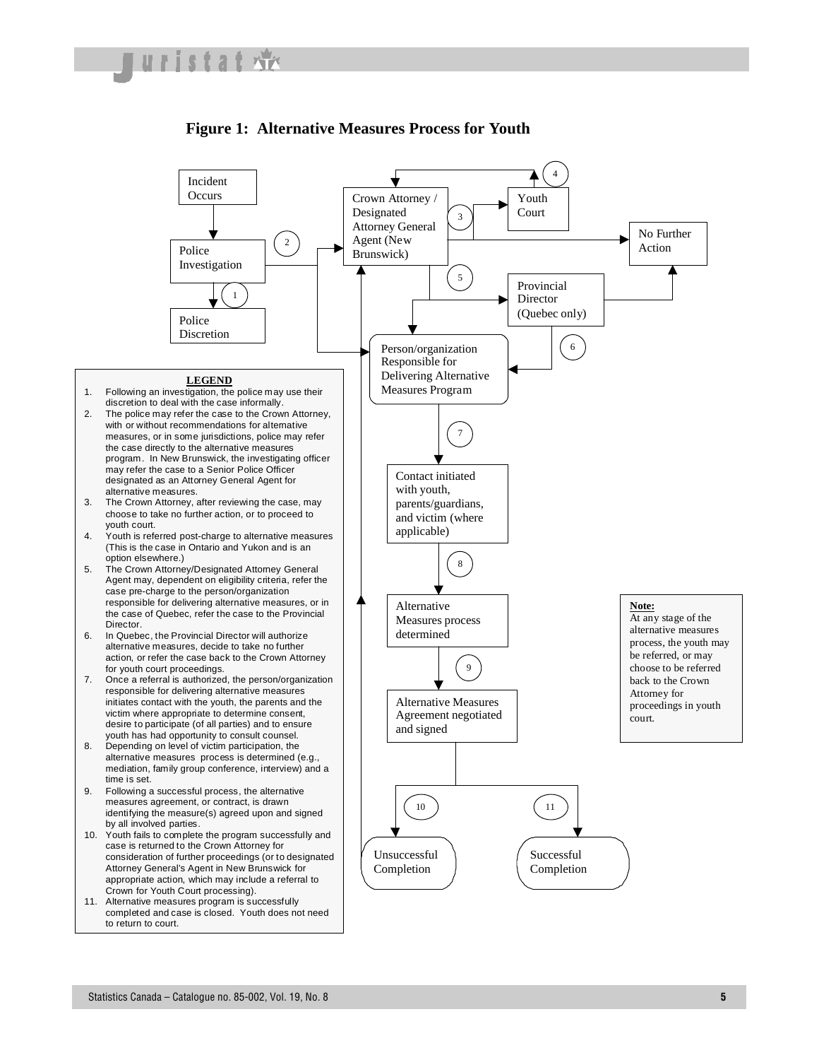# Figure 1: Alternative Measures Process for Youth

Incident Occurs

Police Investigation

Police Discretion

Crown Attorney / Designated Attorney General Agent (New Brunswick)

Youth Court

No Further Action

Provincial Director (Quebec only)

Person/organization Responsible for Delivering Alternative Measures Program

Contact initiated with youth, parents/guardians, and victim (where applicable)

Alternative Measures process determined

Alternative Measures Agreement negotiated and signed

Unsuccessful Completion

Successful Completion

**Note:**
At any stage of the alternative measures process, the youth may be referred, or may choose to be referred back to the Crown Attorney for proceedings in youth court.

**LEGEND**

1. Following an investigation, the police may use their discretion to deal with the case informally.
2. The police may refer the case to the Crown Attorney, with or without recommendations for alternative measures, or in some jurisdictions, police may refer the case directly to the alternative measures program. In New Brunswick, the investigating officer may refer the case to a Senior Police Officer designated as an Attorney General Agent for alternative measures.
3. The Crown Attorney, after reviewing the case, may choose to take no further action, or to proceed to youth court.
4. Youth is referred post-charge to alternative measures (This is the case in Ontario and Yukon and is an option elsewhere.)
5. The Crown Attorney/Designated Attorney General Agent may, dependent on eligibility criteria, refer the case pre-charge to the person/organization responsible for delivering alternative measures, or in the case of Quebec, refer the case to the Provincial Director.
6. In Quebec, the Provincial Director will authorize alternative measures, decide to take no further action, or refer the case back to the Crown Attorney for youth court proceedings.
7. Once a referral is authorized, the person/organization responsible for delivering alternative measures initiates contact with the youth, the parents and the victim where appropriate to determine consent, desire to participate (of all parties) and to ensure youth has had opportunity to consult counsel.
8. Depending on level of victim participation, the alternative measures process is determined (e.g., mediation, family group conference, interview) and a time is set.
9. Following a successful process, the alternative measures agreement, or contract, is drawn identifying the measure(s) agreed upon and signed by all involved parties.
10. Youth fails to complete the program successfully and case is returned to the Crown Attorney for consideration of further proceedings (or to designated Attorney General's Agent in New Brunswick for appropriate action, which may include a referral to Crown for Youth Court processing).
11. Alternative measures program is successfully completed and case is closed. Youth does not need to return to court.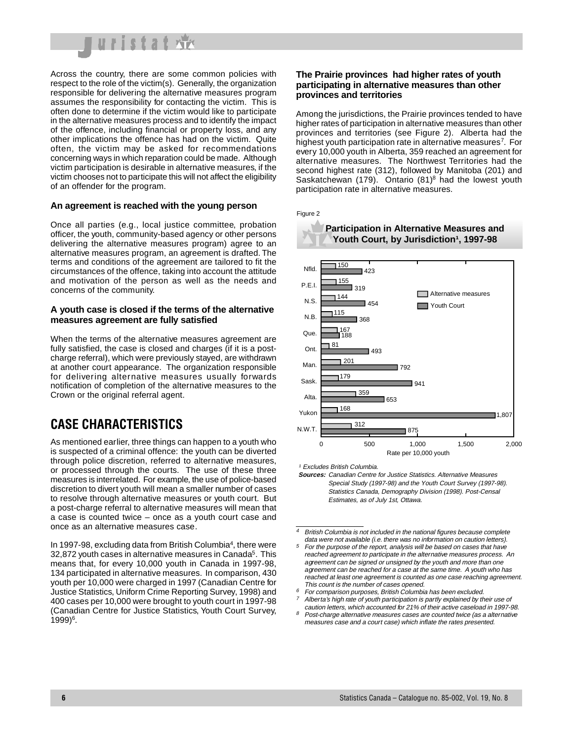Across the country, there are some common policies with respect to the role of the victim(s). Generally, the organization responsible for delivering the alternative measures program assumes the responsibility for contacting the victim. This is often done to determine if the victim would like to participate in the alternative measures process and to identify the impact of the offence, including financial or property loss, and any other implications the offence has had on the victim. Quite often, the victim may be asked for recommendations concerning ways in which reparation could be made. Although victim participation is desirable in alternative measures, if the victim chooses not to participate this will not affect the eligibility of an offender for the program.

#### An agreement is reached with the young person

Once all parties (e.g., local justice committee, probation officer, the youth, community-based agency or other persons delivering the alternative measures program) agree to an alternative measures program, an agreement is drafted. The terms and conditions of the agreement are tailored to fit the circumstances of the offence, taking into account the attitude and motivation of the person as well as the needs and concerns of the community.

#### A youth case is closed if the terms of the alternative measures agreement are fully satisfied

When the terms of the alternative measures agreement are fully satisfied, the case is closed and charges (if it is a post-charge referral), which were previously stayed, are withdrawn at another court appearance. The organization responsible for delivering alternative measures usually forwards notification of completion of the alternative measures to the Crown or the original referral agent.

## CASE CHARACTERISTICS

As mentioned earlier, three things can happen to a youth who is suspected of a criminal offence: the youth can be diverted through police discretion, referred to alternative measures, or processed through the courts. The use of these three measures is interrelated. For example, the use of police-based discretion to divert youth will mean a smaller number of cases to resolve through alternative measures or youth court. But a post-charge referral to alternative measures will mean that a case is counted twice – once as a youth court case and once as an alternative measures case.

In 1997-98, excluding data from British Columbia[4], there were 32,872 youth cases in alternative measures in Canada[5]. This means that, for every 10,000 youth in Canada in 1997-98, 134 participated in alternative measures. In comparison, 430 youth per 10,000 were charged in 1997 (Canadian Centre for Justice Statistics, Uniform Crime Reporting Survey, 1998) and 400 cases per 10,000 were brought to youth court in 1997-98 (Canadian Centre for Justice Statistics, Youth Court Survey, 1999)[6].

#### The Prairie provinces had higher rates of youth participating in alternative measures than other provinces and territories

Among the jurisdictions, the Prairie provinces tended to have higher rates of participation in alternative measures than other provinces and territories (see Figure 2). Alberta had the highest youth participation rate in alternative measures[7]. For every 10,000 youth in Alberta, 359 reached an agreement for alternative measures. The Northwest Territories had the second highest rate (312), followed by Manitoba (201) and Saskatchewan (179). Ontario (81)[8] had the lowest youth participation rate in alternative measures.

Figure 2

**Participation in Alternative Measures and Youth Court, by Jurisdiction¹, 1997-98**

Rate per 10,000 youth

| Jurisdiction | Alternative measures | Youth Court |
|---|---|---|
| Nfld. | 150 | 423 |
| P.E.I. | 155 | 319 |
| N.S. | 144 | 454 |
| N.B. | 115 | 368 |
| Que. | 167 | 188 |
| Ont. | 81 | 493 |
| Man. | 201 | 792 |
| Sask. | 179 | 941 |
| Alta. | 359 | 653 |
| Yukon | 168 | 1,807 |
| N.W.T. | 312 | 875 |

¹ Excludes British Columbia.

**Sources:** *Canadian Centre for Justice Statistics. Alternative Measures Special Study (1997-98) and the Youth Court Survey (1997-98). Statistics Canada, Demography Division (1998). Post-Censal Estimates, as of July 1st, Ottawa.*

---

4 *British Columbia is not included in the national figures because complete data were not available (i.e. there was no information on caution letters).*

5 *For the purpose of the report, analysis will be based on cases that have reached agreement to participate in the alternative measures process. An agreement can be signed or unsigned by the youth and more than one agreement can be reached for a case at the same time. A youth who has reached at least one agreement is counted as one case reaching agreement. This count is the number of cases opened.*

6 *For comparison purposes, British Columbia has been excluded.*

7 *Alberta's high rate of youth participation is partly explained by their use of caution letters, which accounted for 21% of their active caseload in 1997-98.*

8 *Post-charge alternative measures cases are counted twice (as a alternative measures case and a court case) which inflate the rates presented.*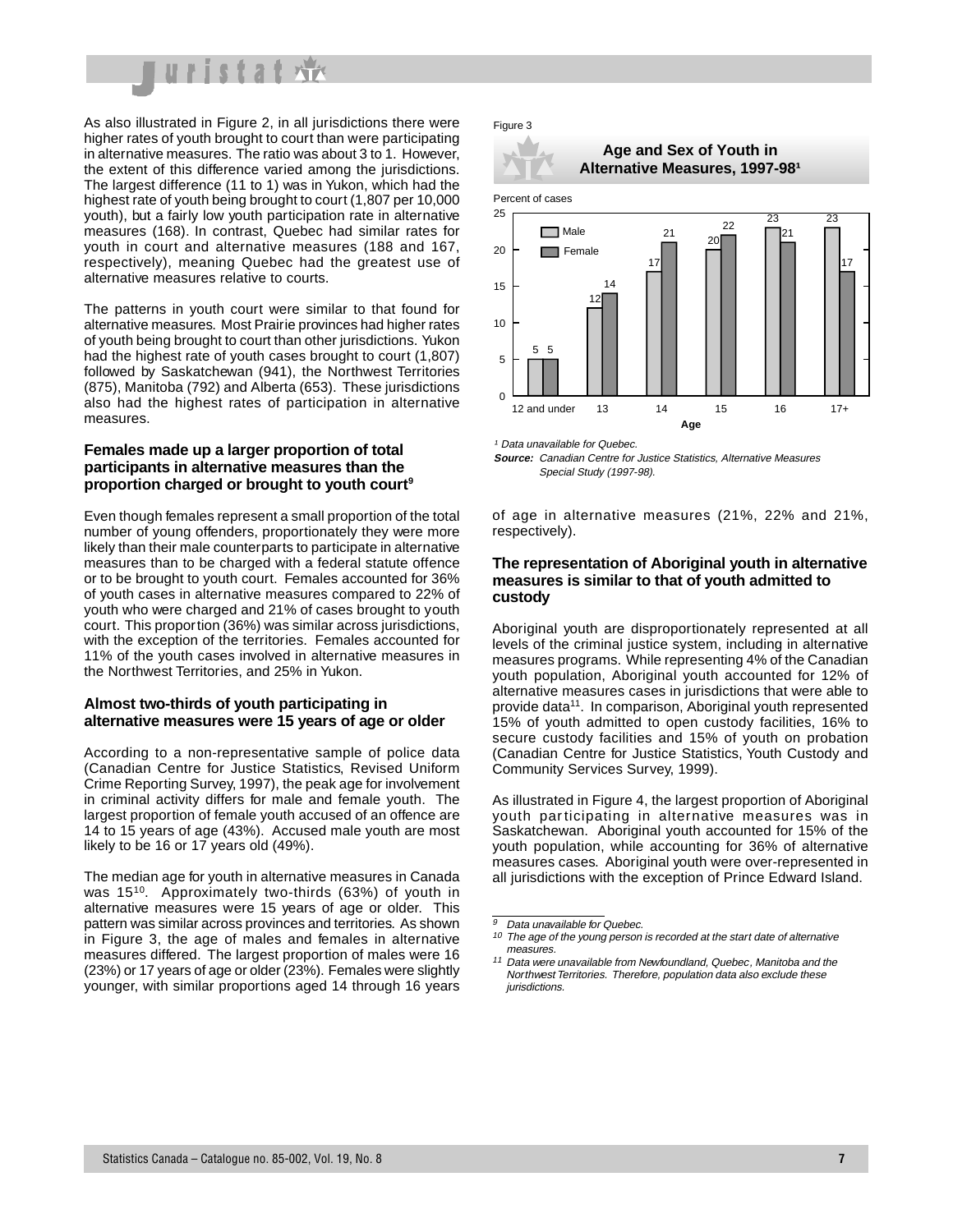As also illustrated in Figure 2, in all jurisdictions there were higher rates of youth brought to court than were participating in alternative measures. The ratio was about 3 to 1. However, the extent of this difference varied among the jurisdictions. The largest difference (11 to 1) was in Yukon, which had the highest rate of youth being brought to court (1,807 per 10,000 youth), but a fairly low youth participation rate in alternative measures (168). In contrast, Quebec had similar rates for youth in court and alternative measures (188 and 167, respectively), meaning Quebec had the greatest use of alternative measures relative to courts.

The patterns in youth court were similar to that found for alternative measures. Most Prairie provinces had higher rates of youth being brought to court than other jurisdictions. Yukon had the highest rate of youth cases brought to court (1,807) followed by Saskatchewan (941), the Northwest Territories (875), Manitoba (792) and Alberta (653). These jurisdictions also had the highest rates of participation in alternative measures.

### Females made up a larger proportion of total participants in alternative measures than the proportion charged or brought to youth court[9]

Even though females represent a small proportion of the total number of young offenders, proportionately they were more likely than their male counterparts to participate in alternative measures than to be charged with a federal statute offence or to be brought to youth court. Females accounted for 36% of youth cases in alternative measures compared to 22% of youth who were charged and 21% of cases brought to youth court. This proportion (36%) was similar across jurisdictions, with the exception of the territories. Females accounted for 11% of the youth cases involved in alternative measures in the Northwest Territories, and 25% in Yukon.

### Almost two-thirds of youth participating in alternative measures were 15 years of age or older

According to a non-representative sample of police data (Canadian Centre for Justice Statistics, Revised Uniform Crime Reporting Survey, 1997), the peak age for involvement in criminal activity differs for male and female youth. The largest proportion of female youth accused of an offence are 14 to 15 years of age (43%). Accused male youth are most likely to be 16 or 17 years old (49%).

The median age for youth in alternative measures in Canada was 15[10]. Approximately two-thirds (63%) of youth in alternative measures were 15 years of age or older. This pattern was similar across provinces and territories. As shown in Figure 3, the age of males and females in alternative measures differed. The largest proportion of males were 16 (23%) or 17 years of age or older (23%). Females were slightly younger, with similar proportions aged 14 through 16 years of age in alternative measures (21%, 22% and 21%, respectively).

Figure 3

**Age and Sex of Youth in Alternative Measures, 1997-98[1]**

Percent of cases

| Age | Male | Female |
|---|---|---|
| 12 and under | 5 | 5 |
| 13 | 12 | 14 |
| 14 | 17 | 21 |
| 15 | 20 | 22 |
| 16 | 23 | 21 |
| 17+ | 23 | 17 |

*[1] Data unavailable for Quebec.*

***Source:** Canadian Centre for Justice Statistics, Alternative Measures Special Study (1997-98).*

### The representation of Aboriginal youth in alternative measures is similar to that of youth admitted to custody

Aboriginal youth are disproportionately represented at all levels of the criminal justice system, including in alternative measures programs. While representing 4% of the Canadian youth population, Aboriginal youth accounted for 12% of alternative measures cases in jurisdictions that were able to provide data[11]. In comparison, Aboriginal youth represented 15% of youth admitted to open custody facilities, 16% to secure custody facilities and 15% of youth on probation (Canadian Centre for Justice Statistics, Youth Custody and Community Services Survey, 1999).

As illustrated in Figure 4, the largest proportion of Aboriginal youth participating in alternative measures was in Saskatchewan. Aboriginal youth accounted for 15% of the youth population, while accounting for 36% of alternative measures cases. Aboriginal youth were over-represented in all jurisdictions with the exception of Prince Edward Island.

---

*[9] Data unavailable for Quebec.*

*[10] The age of the young person is recorded at the start date of alternative measures.*

*[11] Data were unavailable from Newfoundland, Quebec, Manitoba and the Northwest Territories. Therefore, population data also exclude these jurisdictions.*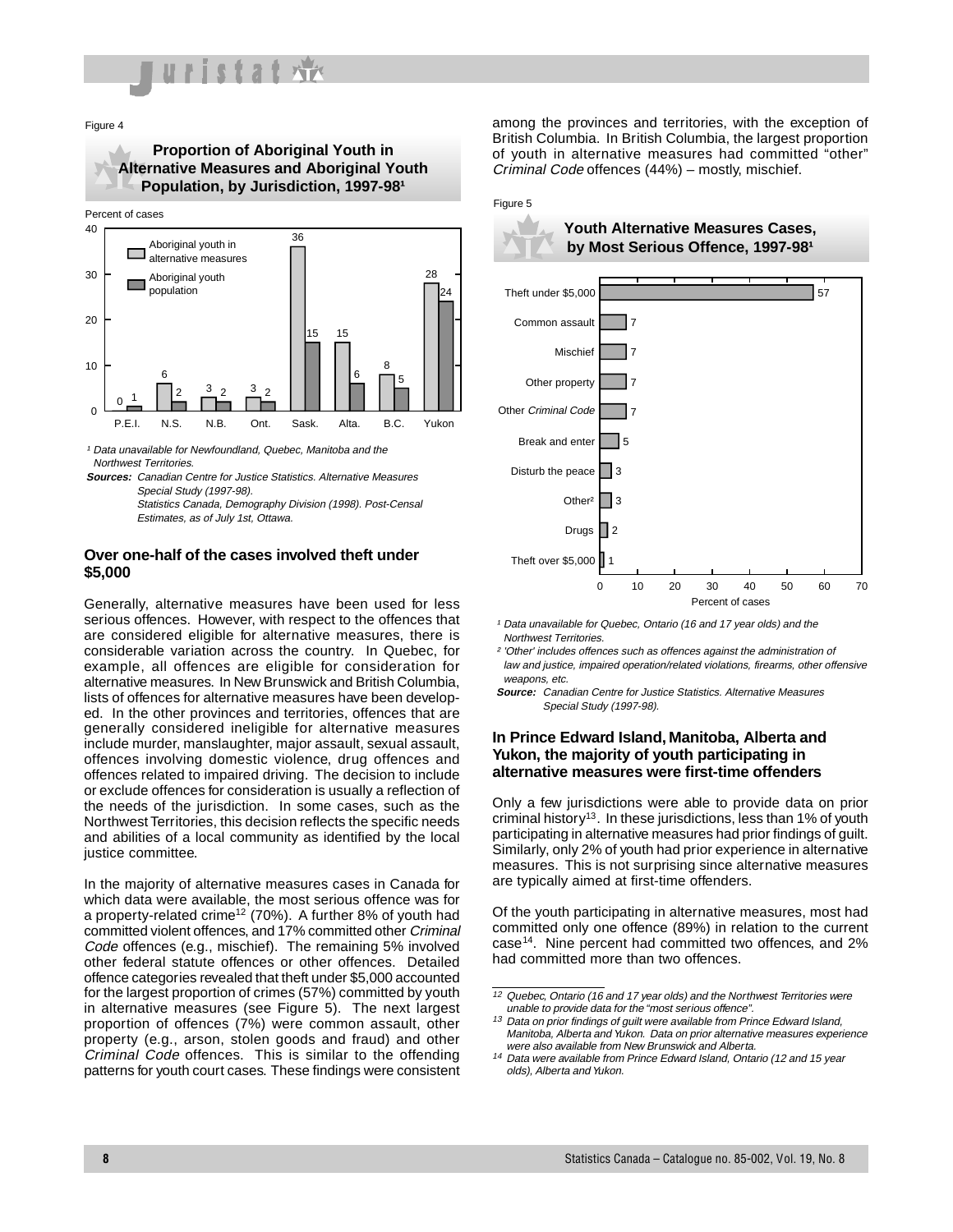Figure 4

**Proportion of Aboriginal Youth in Alternative Measures and Aboriginal Youth Population, by Jurisdiction, 1997-98¹**

Percent of cases

| Jurisdiction | Aboriginal youth in alternative measures | Aboriginal youth population |
|---|---|---|
| P.E.I. | 0 | 1 |
| N.S. | 6 | 2 |
| N.B. | 3 | 2 |
| Ont. | 3 | 2 |
| Sask. | 36 | 15 |
| Alta. | 15 | 6 |
| B.C. | 8 | 5 |
| Yukon | 28 | 24 |

¹ Data unavailable for Newfoundland, Quebec, Manitoba and the Northwest Territories.

**Sources:** Canadian Centre for Justice Statistics. Alternative Measures Special Study (1997-98).
Statistics Canada, Demography Division (1998). Post-Censal Estimates, as of July 1st, Ottawa.

### Over one-half of the cases involved theft under $5,000

Generally, alternative measures have been used for less serious offences. However, with respect to the offences that are considered eligible for alternative measures, there is considerable variation across the country. In Quebec, for example, all offences are eligible for consideration for alternative measures. In New Brunswick and British Columbia, lists of offences for alternative measures have been developed. In the other provinces and territories, offences that are generally considered ineligible for alternative measures include murder, manslaughter, major assault, sexual assault, offences involving domestic violence, drug offences and offences related to impaired driving. The decision to include or exclude offences for consideration is usually a reflection of the needs of the jurisdiction. In some cases, such as the Northwest Territories, this decision reflects the specific needs and abilities of a local community as identified by the local justice committee.

In the majority of alternative measures cases in Canada for which data were available, the most serious offence was for a property-related crime[12] (70%). A further 8% of youth had committed violent offences, and 17% committed other *Criminal Code* offences (e.g., mischief). The remaining 5% involved other federal statute offences or other offences. Detailed offence categories revealed that theft under $5,000 accounted for the largest proportion of crimes (57%) committed by youth in alternative measures (see Figure 5). The next largest proportion of offences (7%) were common assault, other property (e.g., arson, stolen goods and fraud) and other *Criminal Code* offences. This is similar to the offending patterns for youth court cases. These findings were consistent among the provinces and territories, with the exception of British Columbia. In British Columbia, the largest proportion of youth in alternative measures had committed "other" *Criminal Code* offences (44%) – mostly, mischief.

Figure 5

**Youth Alternative Measures Cases, by Most Serious Offence, 1997-98¹**

| Offence | Percent of cases |
|---|---|
| Theft under $5,000 | 57 |
| Common assault | 7 |
| Mischief | 7 |
| Other property | 7 |
| Other *Criminal Code* | 7 |
| Break and enter | 5 |
| Disturb the peace | 3 |
| Other² | 3 |
| Drugs | 2 |
| Theft over $5,000 | 1 |

¹ Data unavailable for Quebec, Ontario (16 and 17 year olds) and the Northwest Territories.

² 'Other' includes offences such as offences against the administration of law and justice, impaired operation/related violations, firearms, other offensive weapons, etc.

**Source:** Canadian Centre for Justice Statistics. Alternative Measures Special Study (1997-98).

### In Prince Edward Island, Manitoba, Alberta and Yukon, the majority of youth participating in alternative measures were first-time offenders

Only a few jurisdictions were able to provide data on prior criminal history[13]. In these jurisdictions, less than 1% of youth participating in alternative measures had prior findings of guilt. Similarly, only 2% of youth had prior experience in alternative measures. This is not surprising since alternative measures are typically aimed at first-time offenders.

Of the youth participating in alternative measures, most had committed only one offence (89%) in relation to the current case[14]. Nine percent had committed two offences, and 2% had committed more than two offences.

---

[12] Quebec, Ontario (16 and 17 year olds) and the Northwest Territories were unable to provide data for the "most serious offence".

[13] Data on prior findings of guilt were available from Prince Edward Island, Manitoba, Alberta and Yukon. Data on prior alternative measures experience were also available from New Brunswick and Alberta.

[14] Data were available from Prince Edward Island, Ontario (12 and 15 year olds), Alberta and Yukon.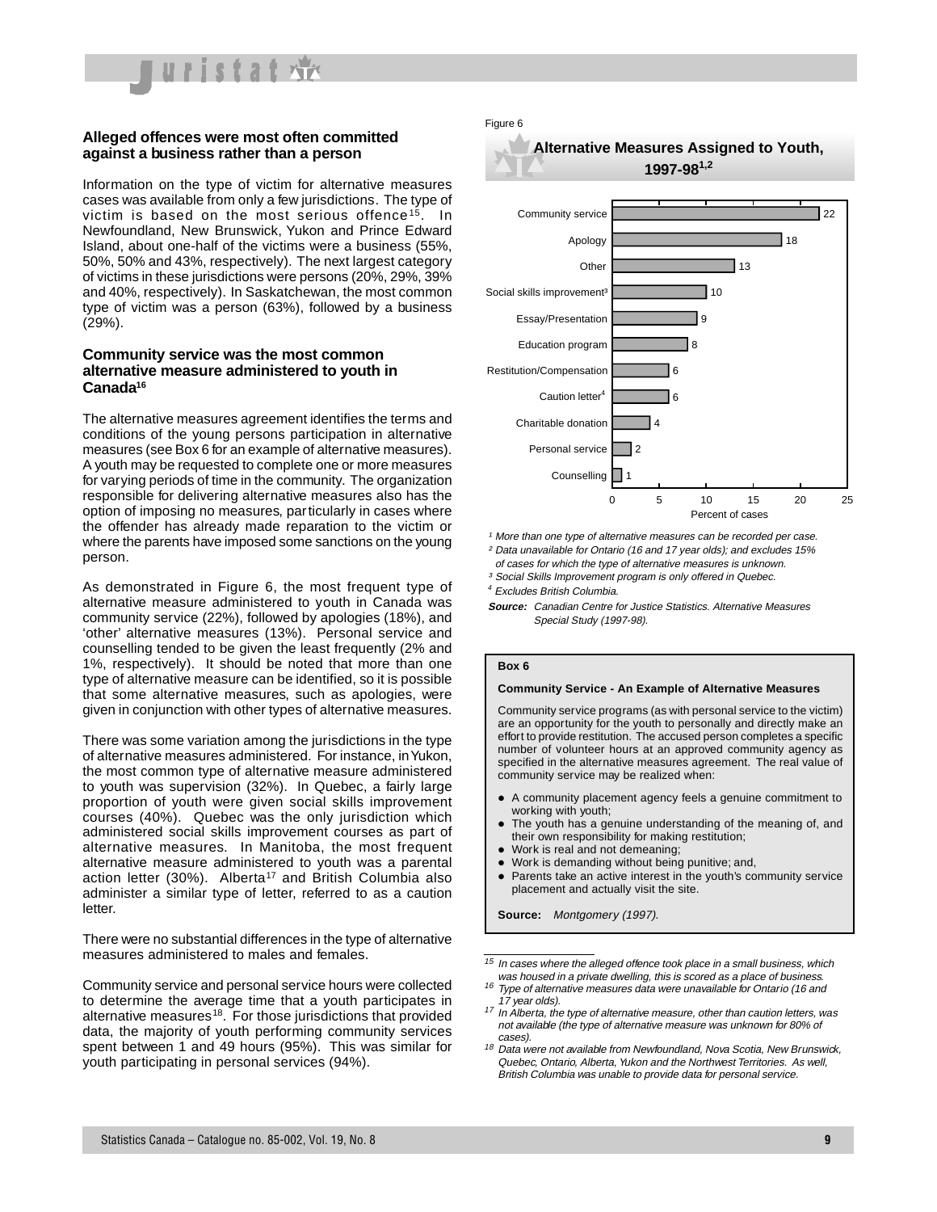### Alleged offences were most often committed against a business rather than a person

Information on the type of victim for alternative measures cases was available from only a few jurisdictions. The type of victim is based on the most serious offence[15]. In Newfoundland, New Brunswick, Yukon and Prince Edward Island, about one-half of the victims were a business (55%, 50%, 50% and 43%, respectively). The next largest category of victims in these jurisdictions were persons (20%, 29%, 39% and 40%, respectively). In Saskatchewan, the most common type of victim was a person (63%), followed by a business (29%).

### Community service was the most common alternative measure administered to youth in Canada[16]

The alternative measures agreement identifies the terms and conditions of the young persons participation in alternative measures (see Box 6 for an example of alternative measures). A youth may be requested to complete one or more measures for varying periods of time in the community. The organization responsible for delivering alternative measures also has the option of imposing no measures, particularly in cases where the offender has already made reparation to the victim or where the parents have imposed some sanctions on the young person.

As demonstrated in Figure 6, the most frequent type of alternative measure administered to youth in Canada was community service (22%), followed by apologies (18%), and 'other' alternative measures (13%). Personal service and counselling tended to be given the least frequently (2% and 1%, respectively). It should be noted that more than one type of alternative measure can be identified, so it is possible that some alternative measures, such as apologies, were given in conjunction with other types of alternative measures.

There was some variation among the jurisdictions in the type of alternative measures administered. For instance, in Yukon, the most common type of alternative measure administered to youth was supervision (32%). In Quebec, a fairly large proportion of youth were given social skills improvement courses (40%). Quebec was the only jurisdiction which administered social skills improvement courses as part of alternative measures. In Manitoba, the most frequent alternative measure administered to youth was a parental action letter (30%). Alberta[17] and British Columbia also administer a similar type of letter, referred to as a caution letter.

There were no substantial differences in the type of alternative measures administered to males and females.

Community service and personal service hours were collected to determine the average time that a youth participates in alternative measures[18]. For those jurisdictions that provided data, the majority of youth performing community services spent between 1 and 49 hours (95%). This was similar for youth participating in personal services (94%).

Figure 6

**Alternative Measures Assigned to Youth, 1997-98[1,2]**

| Type of alternative measure | Percent of cases |
|---|---|
| Community service | 22 |
| Apology | 18 |
| Other | 13 |
| Social skills improvement[3] | 10 |
| Essay/Presentation | 9 |
| Education program | 8 |
| Restitution/Compensation | 6 |
| Caution letter[4] | 6 |
| Charitable donation | 4 |
| Personal service | 2 |
| Counselling | 1 |

*[1] More than one type of alternative measures can be recorded per case.*
*[2] Data unavailable for Ontario (16 and 17 year olds); and excludes 15% of cases for which the type of alternative measures is unknown.*
*[3] Social Skills Improvement program is only offered in Quebec.*
*[4] Excludes British Columbia.*

***Source:*** *Canadian Centre for Justice Statistics. Alternative Measures Special Study (1997-98).*

> **Box 6**
>
> **Community Service - An Example of Alternative Measures**
>
> Community service programs (as with personal service to the victim) are an opportunity for the youth to personally and directly make an effort to provide restitution. The accused person completes a specific number of volunteer hours at an approved community agency as specified in the alternative measures agreement. The real value of community service may be realized when:
>
> - A community placement agency feels a genuine commitment to working with youth;
> - The youth has a genuine understanding of the meaning of, and their own responsibility for making restitution;
> - Work is real and not demeaning;
> - Work is demanding without being punitive; and,
> - Parents take an active interest in the youth's community service placement and actually visit the site.
>
> **Source:** *Montgomery (1997).*

---

*[15] In cases where the alleged offence took place in a small business, which was housed in a private dwelling, this is scored as a place of business.*
*[16] Type of alternative measures data were unavailable for Ontario (16 and 17 year olds).*
*[17] In Alberta, the type of alternative measure, other than caution letters, was not available (the type of alternative measure was unknown for 80% of cases).*
*[18] Data were not available from Newfoundland, Nova Scotia, New Brunswick, Quebec, Ontario, Alberta, Yukon and the Northwest Territories. As well, British Columbia was unable to provide data for personal service.*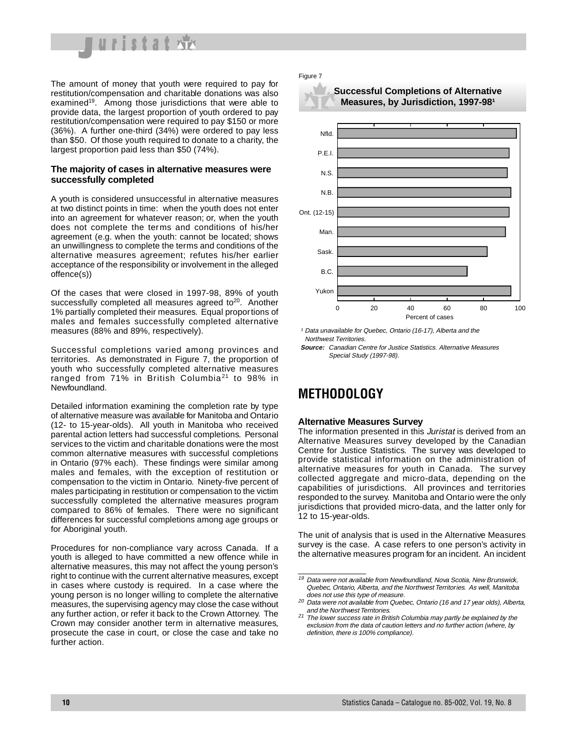The amount of money that youth were required to pay for restitution/compensation and charitable donations was also examined[19]. Among those jurisdictions that were able to provide data, the largest proportion of youth ordered to pay restitution/compensation were required to pay $150 or more (36%). A further one-third (34%) were ordered to pay less than $50. Of those youth required to donate to a charity, the largest proportion paid less than $50 (74%).

### The majority of cases in alternative measures were successfully completed

A youth is considered unsuccessful in alternative measures at two distinct points in time: when the youth does not enter into an agreement for whatever reason; or, when the youth does not complete the terms and conditions of his/her agreement (e.g. when the youth: cannot be located; shows an unwillingness to complete the terms and conditions of the alternative measures agreement; refutes his/her earlier acceptance of the responsibility or involvement in the alleged offence(s))

Of the cases that were closed in 1997-98, 89% of youth successfully completed all measures agreed to[20]. Another 1% partially completed their measures. Equal proportions of males and females successfully completed alternative measures (88% and 89%, respectively).

Successful completions varied among provinces and territories. As demonstrated in Figure 7, the proportion of youth who successfully completed alternative measures ranged from 71% in British Columbia[21] to 98% in Newfoundland.

Detailed information examining the completion rate by type of alternative measure was available for Manitoba and Ontario (12- to 15-year-olds). All youth in Manitoba who received parental action letters had successful completions. Personal services to the victim and charitable donations were the most common alternative measures with successful completions in Ontario (97% each). These findings were similar among males and females, with the exception of restitution or compensation to the victim in Ontario. Ninety-five percent of males participating in restitution or compensation to the victim successfully completed the alternative measures program compared to 86% of females. There were no significant differences for successful completions among age groups or for Aboriginal youth.

Procedures for non-compliance vary across Canada. If a youth is alleged to have committed a new offence while in alternative measures, this may not affect the young person's right to continue with the current alternative measures, except in cases where custody is required. In a case where the young person is no longer willing to complete the alternative measures, the supervising agency may close the case without any further action, or refer it back to the Crown Attorney. The Crown may consider another term in alternative measures, prosecute the case in court, or close the case and take no further action.

Figure 7

**Successful Completions of Alternative Measures, by Jurisdiction, 1997-98[1]**

| Jurisdiction | Percent of cases (approx.) |
|---|---|
| Nfld. | 98 |
| P.E.I. | 94 |
| N.S. | 93 |
| N.B. | 95 |
| Ont. (12-15) | 94 |
| Man. | 92 |
| Sask. | 82 |
| B.C. | 71 |
| Yukon | 95 |

[1] Data unavailable for Quebec, Ontario (16-17), Alberta and the Northwest Territories.

***Source:*** *Canadian Centre for Justice Statistics. Alternative Measures Special Study (1997-98).*

## METHODOLOGY

### Alternative Measures Survey

The information presented in this *Juristat* is derived from an Alternative Measures survey developed by the Canadian Centre for Justice Statistics. The survey was developed to provide statistical information on the administration of alternative measures for youth in Canada. The survey collected aggregate and micro-data, depending on the capabilities of jurisdictions. All provinces and territories responded to the survey. Manitoba and Ontario were the only jurisdictions that provided micro-data, and the latter only for 12 to 15-year-olds.

The unit of analysis that is used in the Alternative Measures survey is the case. A case refers to one person's activity in the alternative measures program for an incident. An incident

---

[19] *Data were not available from Newfoundland, Nova Scotia, New Brunswick, Quebec, Ontario, Alberta, and the Northwest Territories. As well, Manitoba does not use this type of measure.*

[20] *Data were not available from Quebec, Ontario (16 and 17 year olds), Alberta, and the Northwest Territories.*

[21] *The lower success rate in British Columbia may partly be explained by the exclusion from the data of caution letters and no further action (where, by definition, there is 100% compliance).*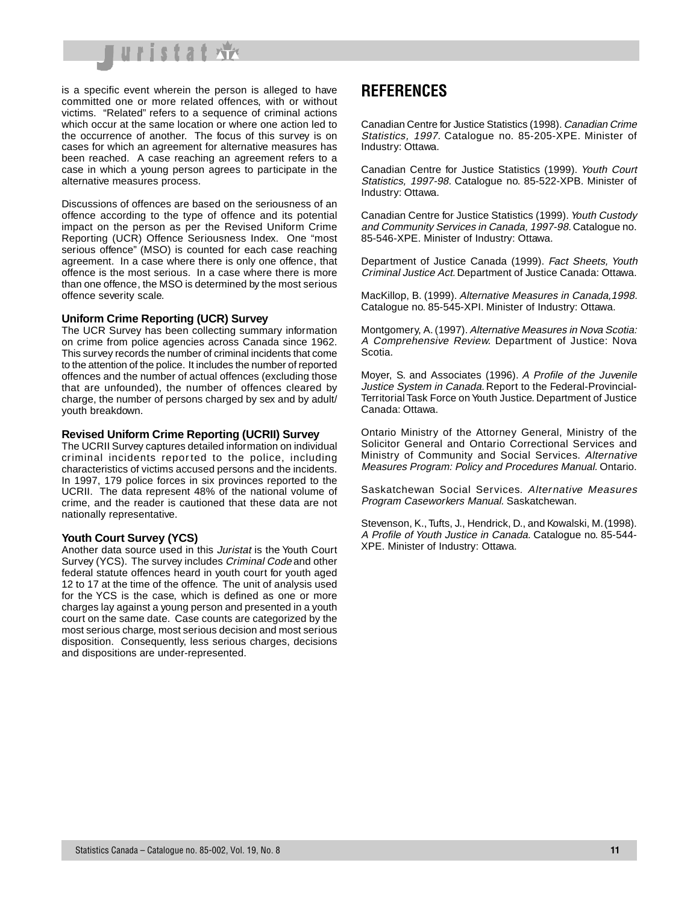is a specific event wherein the person is alleged to have committed one or more related offences, with or without victims. "Related" refers to a sequence of criminal actions which occur at the same location or where one action led to the occurrence of another. The focus of this survey is on cases for which an agreement for alternative measures has been reached. A case reaching an agreement refers to a case in which a young person agrees to participate in the alternative measures process.

Discussions of offences are based on the seriousness of an offence according to the type of offence and its potential impact on the person as per the Revised Uniform Crime Reporting (UCR) Offence Seriousness Index. One "most serious offence" (MSO) is counted for each case reaching agreement. In a case where there is only one offence, that offence is the most serious. In a case where there is more than one offence, the MSO is determined by the most serious offence severity scale.

### Uniform Crime Reporting (UCR) Survey

The UCR Survey has been collecting summary information on crime from police agencies across Canada since 1962. This survey records the number of criminal incidents that come to the attention of the police. It includes the number of reported offences and the number of actual offences (excluding those that are unfounded), the number of offences cleared by charge, the number of persons charged by sex and by adult/youth breakdown.

### Revised Uniform Crime Reporting (UCRII) Survey

The UCRII Survey captures detailed information on individual criminal incidents reported to the police, including characteristics of victims accused persons and the incidents. In 1997, 179 police forces in six provinces reported to the UCRII. The data represent 48% of the national volume of crime, and the reader is cautioned that these data are not nationally representative.

### Youth Court Survey (YCS)

Another data source used in this *Juristat* is the Youth Court Survey (YCS). The survey includes *Criminal Code* and other federal statute offences heard in youth court for youth aged 12 to 17 at the time of the offence. The unit of analysis used for the YCS is the case, which is defined as one or more charges lay against a young person and presented in a youth court on the same date. Case counts are categorized by the most serious charge, most serious decision and most serious disposition. Consequently, less serious charges, decisions and dispositions are under-represented.

## REFERENCES

Canadian Centre for Justice Statistics (1998). *Canadian Crime Statistics, 1997*. Catalogue no. 85-205-XPE. Minister of Industry: Ottawa.

Canadian Centre for Justice Statistics (1999). *Youth Court Statistics, 1997-98*. Catalogue no. 85-522-XPB. Minister of Industry: Ottawa.

Canadian Centre for Justice Statistics (1999). *Youth Custody and Community Services in Canada, 1997-98*. Catalogue no. 85-546-XPE. Minister of Industry: Ottawa.

Department of Justice Canada (1999). *Fact Sheets, Youth Criminal Justice Act*. Department of Justice Canada: Ottawa.

MacKillop, B. (1999). *Alternative Measures in Canada,1998*. Catalogue no. 85-545-XPI. Minister of Industry: Ottawa.

Montgomery, A. (1997). *Alternative Measures in Nova Scotia: A Comprehensive Review*. Department of Justice: Nova Scotia.

Moyer, S. and Associates (1996). *A Profile of the Juvenile Justice System in Canada*. Report to the Federal-Provincial-Territorial Task Force on Youth Justice. Department of Justice Canada: Ottawa.

Ontario Ministry of the Attorney General, Ministry of the Solicitor General and Ontario Correctional Services and Ministry of Community and Social Services. *Alternative Measures Program: Policy and Procedures Manual*. Ontario.

Saskatchewan Social Services. *Alternative Measures Program Caseworkers Manual*. Saskatchewan.

Stevenson, K., Tufts, J., Hendrick, D., and Kowalski, M. (1998). *A Profile of Youth Justice in Canada*. Catalogue no. 85-544-XPE. Minister of Industry: Ottawa.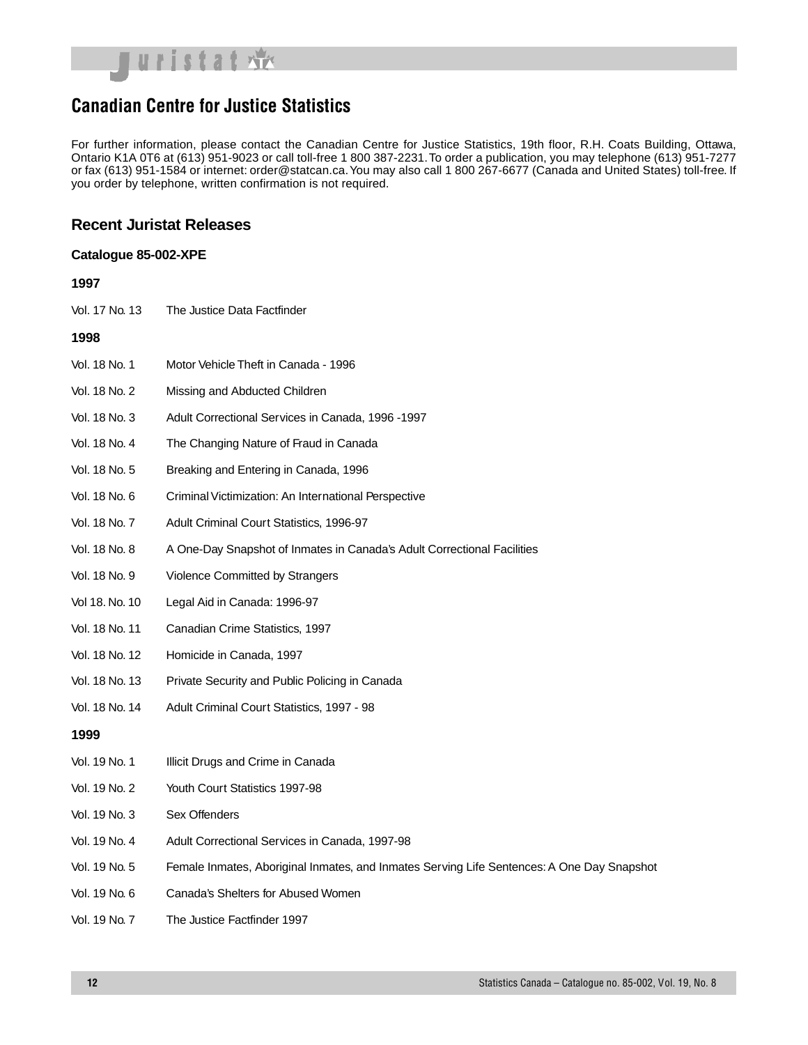## Canadian Centre for Justice Statistics

For further information, please contact the Canadian Centre for Justice Statistics, 19th floor, R.H. Coats Building, Ottawa, Ontario K1A 0T6 at (613) 951-9023 or call toll-free 1 800 387-2231. To order a publication, you may telephone (613) 951-7277 or fax (613) 951-1584 or internet: order@statcan.ca. You may also call 1 800 267-6677 (Canada and United States) toll-free. If you order by telephone, written confirmation is not required.

### Recent Juristat Releases

**Catalogue 85-002-XPE**

**1997**

| | |
|---|---|
| Vol. 17 No. 13 | The Justice Data Factfinder |

**1998**

| | |
|---|---|
| Vol. 18 No. 1 | Motor Vehicle Theft in Canada - 1996 |
| Vol. 18 No. 2 | Missing and Abducted Children |
| Vol. 18 No. 3 | Adult Correctional Services in Canada, 1996 -1997 |
| Vol. 18 No. 4 | The Changing Nature of Fraud in Canada |
| Vol. 18 No. 5 | Breaking and Entering in Canada, 1996 |
| Vol. 18 No. 6 | Criminal Victimization: An International Perspective |
| Vol. 18 No. 7 | Adult Criminal Court Statistics, 1996-97 |
| Vol. 18 No. 8 | A One-Day Snapshot of Inmates in Canada's Adult Correctional Facilities |
| Vol. 18 No. 9 | Violence Committed by Strangers |
| Vol 18. No. 10 | Legal Aid in Canada: 1996-97 |
| Vol. 18 No. 11 | Canadian Crime Statistics, 1997 |
| Vol. 18 No. 12 | Homicide in Canada, 1997 |
| Vol. 18 No. 13 | Private Security and Public Policing in Canada |
| Vol. 18 No. 14 | Adult Criminal Court Statistics, 1997 - 98 |

**1999**

| | |
|---|---|
| Vol. 19 No. 1 | Illicit Drugs and Crime in Canada |
| Vol. 19 No. 2 | Youth Court Statistics 1997-98 |
| Vol. 19 No. 3 | Sex Offenders |
| Vol. 19 No. 4 | Adult Correctional Services in Canada, 1997-98 |
| Vol. 19 No. 5 | Female Inmates, Aboriginal Inmates, and Inmates Serving Life Sentences: A One Day Snapshot |
| Vol. 19 No. 6 | Canada's Shelters for Abused Women |
| Vol. 19 No. 7 | The Justice Factfinder 1997 |